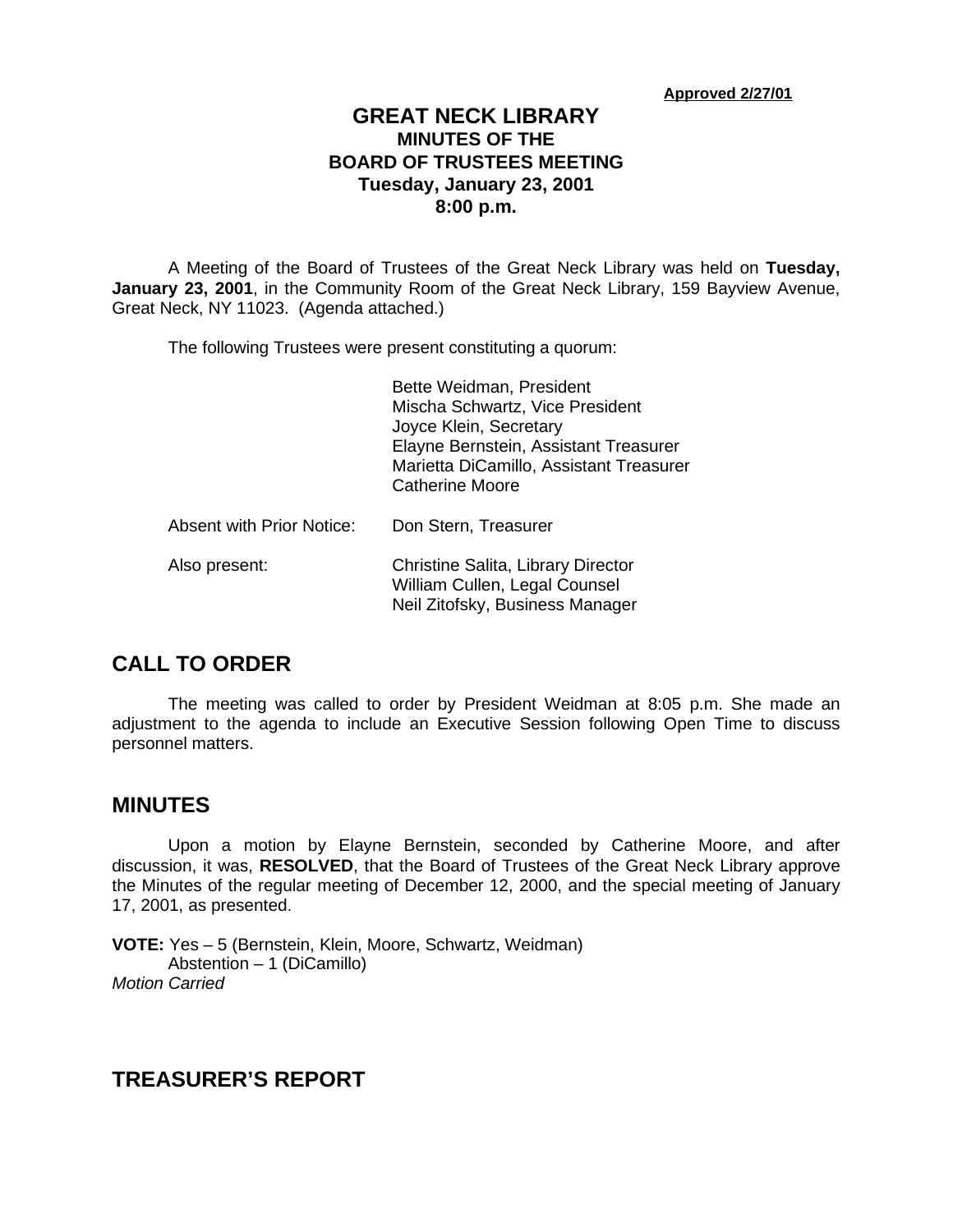**Approved 2/27/01**

# GREAT NECK LIBRARY
## MINUTES OF THE BOARD OF TRUSTEES MEETING
### Tuesday, January 23, 2001
### 8:00 p.m.

A Meeting of the Board of Trustees of the Great Neck Library was held on **Tuesday, January 23, 2001**, in the Community Room of the Great Neck Library, 159 Bayview Avenue, Great Neck, NY 11023. (Agenda attached.)

The following Trustees were present constituting a quorum:

Bette Weidman, President
Mischa Schwartz, Vice President
Joyce Klein, Secretary
Elayne Bernstein, Assistant Treasurer
Marietta DiCamillo, Assistant Treasurer
Catherine Moore

Absent with Prior Notice: Don Stern, Treasurer

Also present: Christine Salita, Library Director
William Cullen, Legal Counsel
Neil Zitofsky, Business Manager

## CALL TO ORDER

The meeting was called to order by President Weidman at 8:05 p.m. She made an adjustment to the agenda to include an Executive Session following Open Time to discuss personnel matters.

## MINUTES

Upon a motion by Elayne Bernstein, seconded by Catherine Moore, and after discussion, it was, **RESOLVED**, that the Board of Trustees of the Great Neck Library approve the Minutes of the regular meeting of December 12, 2000, and the special meeting of January 17, 2001, as presented.

**VOTE:** Yes – 5 (Bernstein, Klein, Moore, Schwartz, Weidman)
Abstention – 1 (DiCamillo)
*Motion Carried*

## TREASURER'S REPORT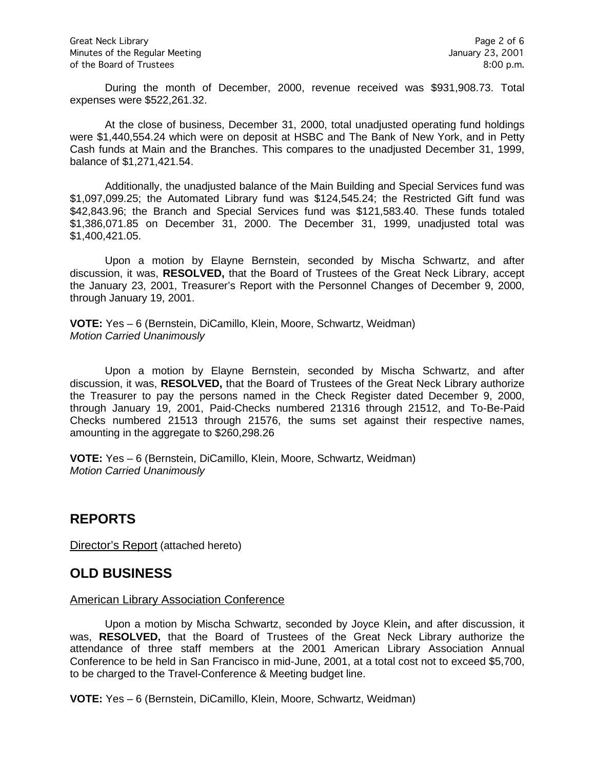During the month of December, 2000, revenue received was $931,908.73. Total expenses were $522,261.32.

At the close of business, December 31, 2000, total unadjusted operating fund holdings were $1,440,554.24 which were on deposit at HSBC and The Bank of New York, and in Petty Cash funds at Main and the Branches. This compares to the unadjusted December 31, 1999, balance of $1,271,421.54.

Additionally, the unadjusted balance of the Main Building and Special Services fund was $1,097,099.25; the Automated Library fund was $124,545.24; the Restricted Gift fund was $42,843.96; the Branch and Special Services fund was $121,583.40. These funds totaled $1,386,071.85 on December 31, 2000. The December 31, 1999, unadjusted total was $1,400,421.05.

Upon a motion by Elayne Bernstein, seconded by Mischa Schwartz, and after discussion, it was, **RESOLVED,** that the Board of Trustees of the Great Neck Library, accept the January 23, 2001, Treasurer's Report with the Personnel Changes of December 9, 2000, through January 19, 2001.

**VOTE:** Yes – 6 (Bernstein, DiCamillo, Klein, Moore, Schwartz, Weidman)
*Motion Carried Unanimously*

Upon a motion by Elayne Bernstein, seconded by Mischa Schwartz, and after discussion, it was, **RESOLVED,** that the Board of Trustees of the Great Neck Library authorize the Treasurer to pay the persons named in the Check Register dated December 9, 2000, through January 19, 2001, Paid-Checks numbered 21316 through 21512, and To-Be-Paid Checks numbered 21513 through 21576, the sums set against their respective names, amounting in the aggregate to $260,298.26

**VOTE:** Yes – 6 (Bernstein, DiCamillo, Klein, Moore, Schwartz, Weidman)
*Motion Carried Unanimously*

## REPORTS

Director's Report (attached hereto)

## OLD BUSINESS

American Library Association Conference

Upon a motion by Mischa Schwartz, seconded by Joyce Klein**,** and after discussion, it was, **RESOLVED,** that the Board of Trustees of the Great Neck Library authorize the attendance of three staff members at the 2001 American Library Association Annual Conference to be held in San Francisco in mid-June, 2001, at a total cost not to exceed $5,700, to be charged to the Travel-Conference & Meeting budget line.

**VOTE:** Yes – 6 (Bernstein, DiCamillo, Klein, Moore, Schwartz, Weidman)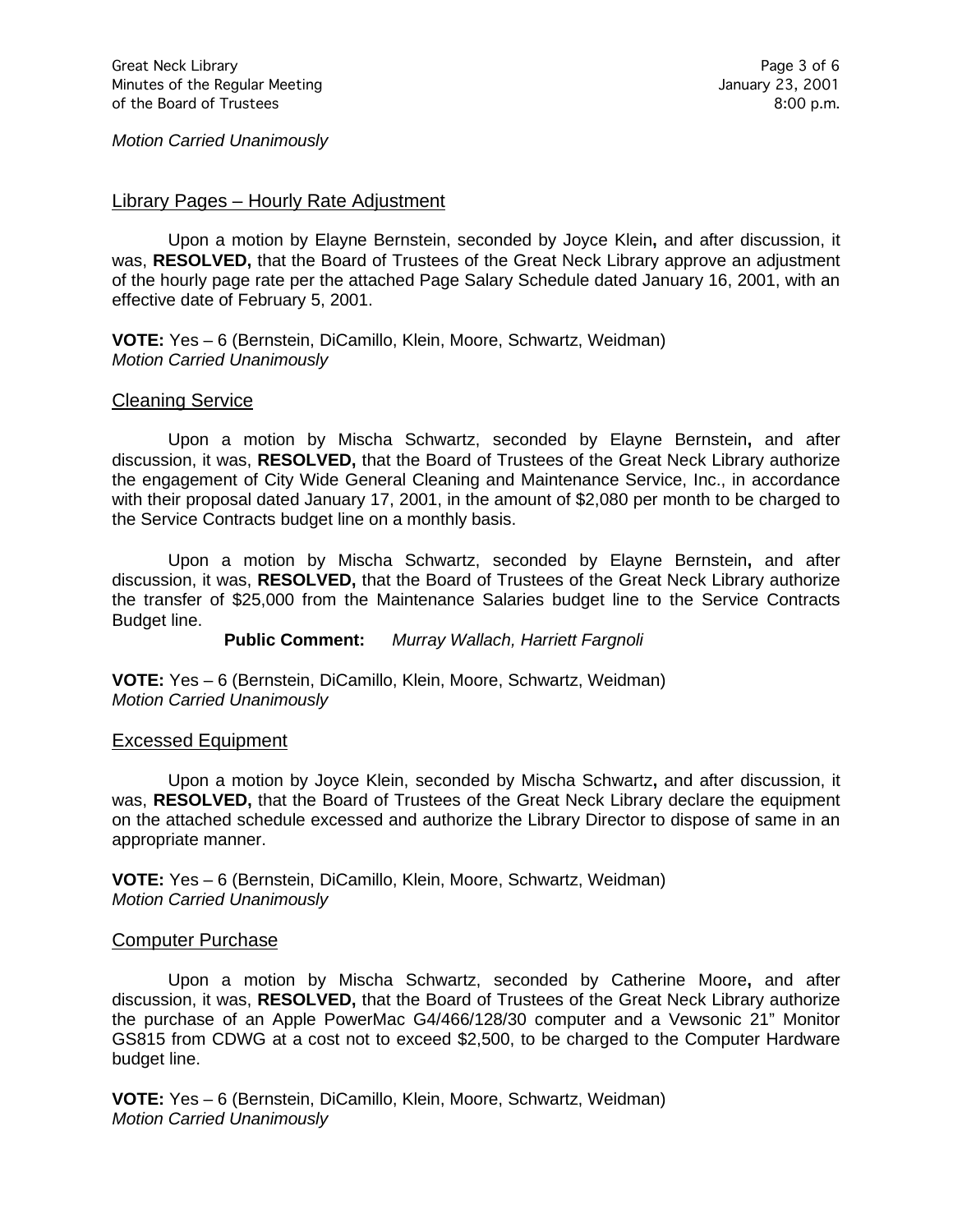*Motion Carried Unanimously*

## Library Pages – Hourly Rate Adjustment

Upon a motion by Elayne Bernstein, seconded by Joyce Klein**,** and after discussion, it was, **RESOLVED,** that the Board of Trustees of the Great Neck Library approve an adjustment of the hourly page rate per the attached Page Salary Schedule dated January 16, 2001, with an effective date of February 5, 2001.

**VOTE:** Yes – 6 (Bernstein, DiCamillo, Klein, Moore, Schwartz, Weidman)
*Motion Carried Unanimously*

## Cleaning Service

Upon a motion by Mischa Schwartz, seconded by Elayne Bernstein**,** and after discussion, it was, **RESOLVED,** that the Board of Trustees of the Great Neck Library authorize the engagement of City Wide General Cleaning and Maintenance Service, Inc., in accordance with their proposal dated January 17, 2001, in the amount of $2,080 per month to be charged to the Service Contracts budget line on a monthly basis.

Upon a motion by Mischa Schwartz, seconded by Elayne Bernstein**,** and after discussion, it was, **RESOLVED,** that the Board of Trustees of the Great Neck Library authorize the transfer of $25,000 from the Maintenance Salaries budget line to the Service Contracts Budget line.

**Public Comment:** *Murray Wallach, Harriett Fargnoli*

**VOTE:** Yes – 6 (Bernstein, DiCamillo, Klein, Moore, Schwartz, Weidman)
*Motion Carried Unanimously*

## Excessed Equipment

Upon a motion by Joyce Klein, seconded by Mischa Schwartz**,** and after discussion, it was, **RESOLVED,** that the Board of Trustees of the Great Neck Library declare the equipment on the attached schedule excessed and authorize the Library Director to dispose of same in an appropriate manner.

**VOTE:** Yes – 6 (Bernstein, DiCamillo, Klein, Moore, Schwartz, Weidman)
*Motion Carried Unanimously*

## Computer Purchase

Upon a motion by Mischa Schwartz, seconded by Catherine Moore**,** and after discussion, it was, **RESOLVED,** that the Board of Trustees of the Great Neck Library authorize the purchase of an Apple PowerMac G4/466/128/30 computer and a Vewsonic 21" Monitor GS815 from CDWG at a cost not to exceed $2,500, to be charged to the Computer Hardware budget line.

**VOTE:** Yes – 6 (Bernstein, DiCamillo, Klein, Moore, Schwartz, Weidman)
*Motion Carried Unanimously*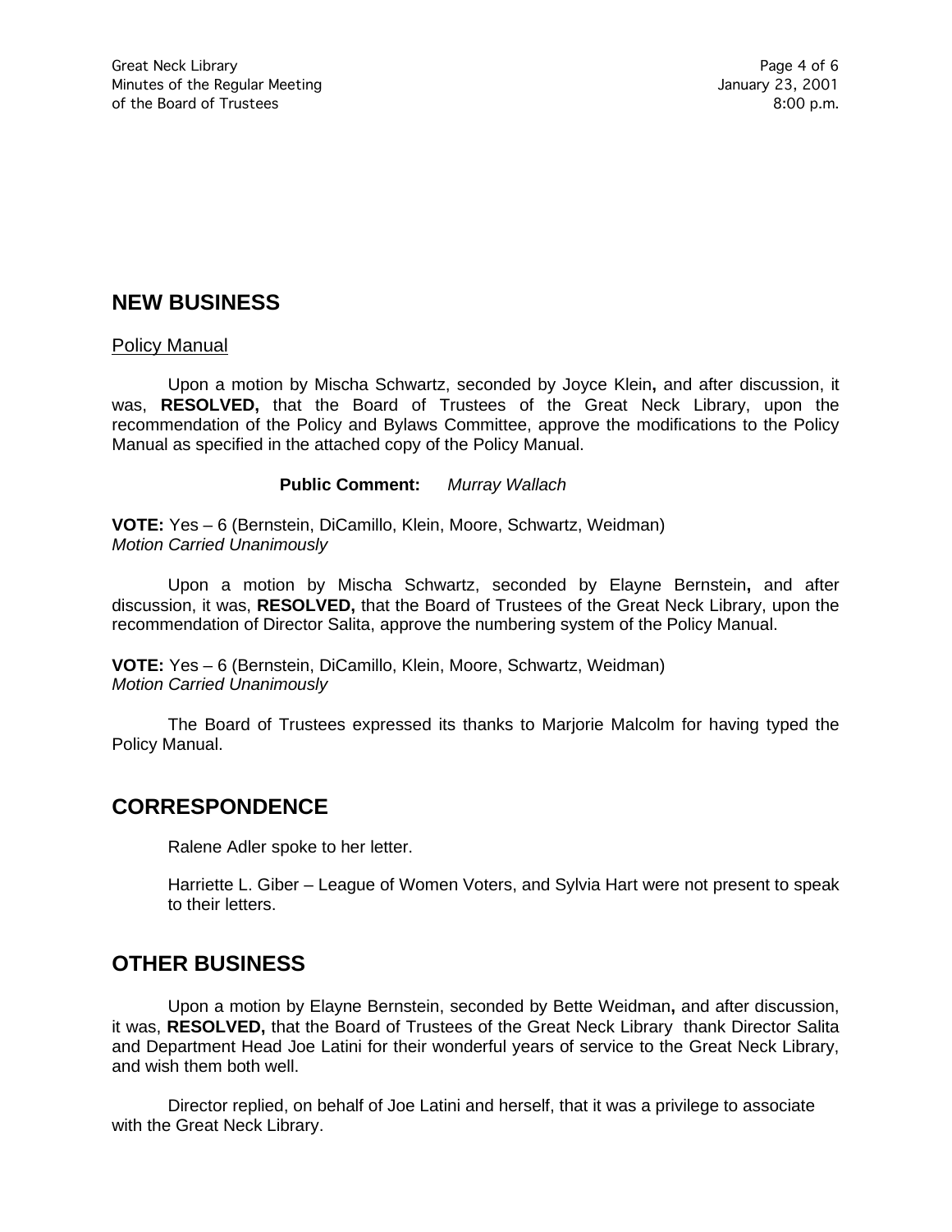## NEW BUSINESS

Policy Manual

Upon a motion by Mischa Schwartz, seconded by Joyce Klein**,** and after discussion, it was, **RESOLVED,** that the Board of Trustees of the Great Neck Library, upon the recommendation of the Policy and Bylaws Committee, approve the modifications to the Policy Manual as specified in the attached copy of the Policy Manual.

**Public Comment:** *Murray Wallach*

**VOTE:** Yes – 6 (Bernstein, DiCamillo, Klein, Moore, Schwartz, Weidman)
*Motion Carried Unanimously*

Upon a motion by Mischa Schwartz, seconded by Elayne Bernstein**,** and after discussion, it was, **RESOLVED,** that the Board of Trustees of the Great Neck Library, upon the recommendation of Director Salita, approve the numbering system of the Policy Manual.

**VOTE:** Yes – 6 (Bernstein, DiCamillo, Klein, Moore, Schwartz, Weidman)
*Motion Carried Unanimously*

The Board of Trustees expressed its thanks to Marjorie Malcolm for having typed the Policy Manual.

## CORRESPONDENCE

Ralene Adler spoke to her letter.

Harriette L. Giber – League of Women Voters, and Sylvia Hart were not present to speak to their letters.

## OTHER BUSINESS

Upon a motion by Elayne Bernstein, seconded by Bette Weidman**,** and after discussion, it was, **RESOLVED,** that the Board of Trustees of the Great Neck Library thank Director Salita and Department Head Joe Latini for their wonderful years of service to the Great Neck Library, and wish them both well.

Director replied, on behalf of Joe Latini and herself, that it was a privilege to associate with the Great Neck Library.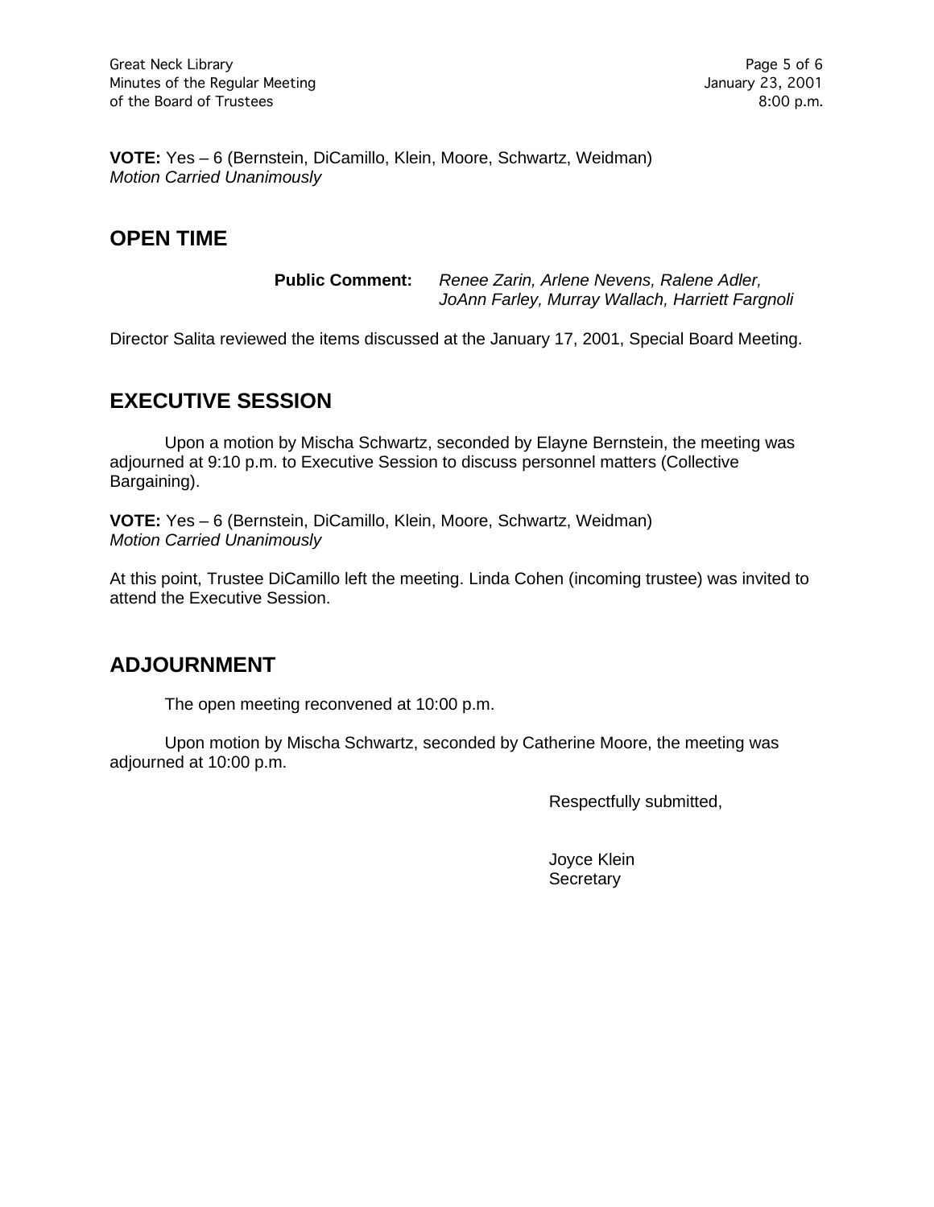**VOTE:** Yes – 6 (Bernstein, DiCamillo, Klein, Moore, Schwartz, Weidman)
*Motion Carried Unanimously*

## OPEN TIME

**Public Comment:** *Renee Zarin, Arlene Nevens, Ralene Adler, JoAnn Farley, Murray Wallach, Harriett Fargnoli*

Director Salita reviewed the items discussed at the January 17, 2001, Special Board Meeting.

## EXECUTIVE SESSION

Upon a motion by Mischa Schwartz, seconded by Elayne Bernstein, the meeting was adjourned at 9:10 p.m. to Executive Session to discuss personnel matters (Collective Bargaining).

**VOTE:** Yes – 6 (Bernstein, DiCamillo, Klein, Moore, Schwartz, Weidman)
*Motion Carried Unanimously*

At this point, Trustee DiCamillo left the meeting. Linda Cohen (incoming trustee) was invited to attend the Executive Session.

## ADJOURNMENT

The open meeting reconvened at 10:00 p.m.

Upon motion by Mischa Schwartz, seconded by Catherine Moore, the meeting was adjourned at 10:00 p.m.

Respectfully submitted,

Joyce Klein
Secretary